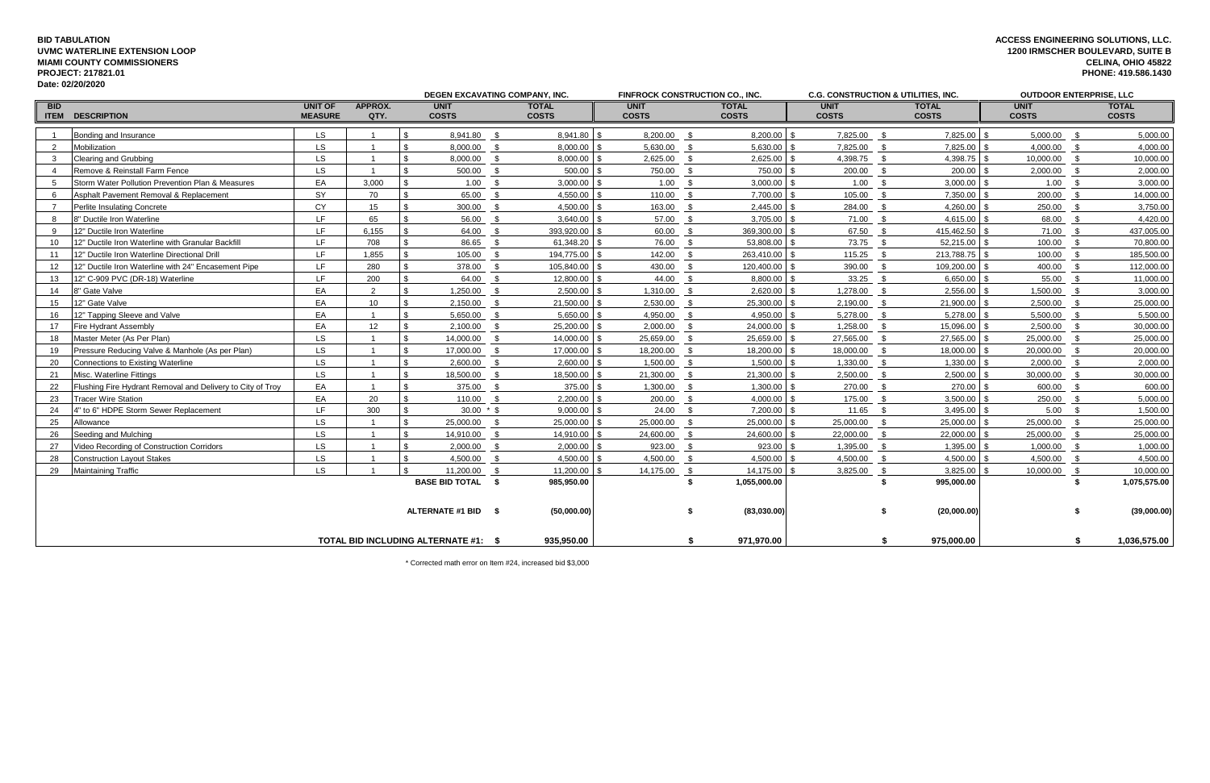**BID TABULATION**
**UVMC WATERLINE EXTENSION LOOP**
**MIAMI COUNTY COMMISSIONERS**
**PROJECT: 217821.01**
**Date: 02/20/2020**

**ACCESS ENGINEERING SOLUTIONS, LLC.**
**1200 IRMSCHER BOULEVARD, SUITE B**
**CELINA, OHIO 45822**
**PHONE: 419.586.1430**

| BID ITEM | DESCRIPTION | UNIT OF MEASURE | APPROX. QTY. | DEGEN EXCAVATING COMPANY, INC. UNIT COSTS | DEGEN EXCAVATING COMPANY, INC. TOTAL COSTS | FINFROCK CONSTRUCTION CO., INC. UNIT COSTS | FINFROCK CONSTRUCTION CO., INC. TOTAL COSTS | C.G. CONSTRUCTION & UTILITIES, INC. UNIT COSTS | C.G. CONSTRUCTION & UTILITIES, INC. TOTAL COSTS | OUTDOOR ENTERPRISE, LLC UNIT COSTS | OUTDOOR ENTERPRISE, LLC TOTAL COSTS |
|---|---|---|---|---|---|---|---|---|---|---|---|
| 1 | Bonding and Insurance | LS | 1 | $ 8,941.80 | $ 8,941.80 | $ 8,200.00 | $ 8,200.00 | $ 7,825.00 | $ 7,825.00 | $ 5,000.00 | $ 5,000.00 |
| 2 | Mobilization | LS | 1 | $ 8,000.00 | $ 8,000.00 | $ 5,630.00 | $ 5,630.00 | $ 7,825.00 | $ 7,825.00 | $ 4,000.00 | $ 4,000.00 |
| 3 | Clearing and Grubbing | LS | 1 | $ 8,000.00 | $ 8,000.00 | $ 2,625.00 | $ 2,625.00 | $ 4,398.75 | $ 4,398.75 | $ 10,000.00 | $ 10,000.00 |
| 4 | Remove & Reinstall Farm Fence | LS | 1 | $ 500.00 | $ 500.00 | $ 750.00 | $ 750.00 | $ 200.00 | $ 200.00 | $ 2,000.00 | $ 2,000.00 |
| 5 | Storm Water Pollution Prevention Plan & Measures | EA | 3,000 | $ 1.00 | $ 3,000.00 | $ 1.00 | $ 3,000.00 | $ 1.00 | $ 3,000.00 | $ 1.00 | $ 3,000.00 |
| 6 | Asphalt Pavement Removal & Replacement | SY | 70 | $ 65.00 | $ 4,550.00 | $ 110.00 | $ 7,700.00 | $ 105.00 | $ 7,350.00 | $ 200.00 | $ 14,000.00 |
| 7 | Perlite Insulating Concrete | CY | 15 | $ 300.00 | $ 4,500.00 | $ 163.00 | $ 2,445.00 | $ 284.00 | $ 4,260.00 | $ 250.00 | $ 3,750.00 |
| 8 | 8" Ductile Iron Waterline | LF | 65 | $ 56.00 | $ 3,640.00 | $ 57.00 | $ 3,705.00 | $ 71.00 | $ 4,615.00 | $ 68.00 | $ 4,420.00 |
| 9 | 12" Ductile Iron Waterline | LF | 6,155 | $ 64.00 | $ 393,920.00 | $ 60.00 | $ 369,300.00 | $ 67.50 | $ 415,462.50 | $ 71.00 | $ 437,005.00 |
| 10 | 12" Ductile Iron Waterline with Granular Backfill | LF | 708 | $ 86.65 | $ 61,348.20 | $ 76.00 | $ 53,808.00 | $ 73.75 | $ 52,215.00 | $ 100.00 | $ 70,800.00 |
| 11 | 12" Ductile Iron Waterline Directional Drill | LF | 1,855 | $ 105.00 | $ 194,775.00 | $ 142.00 | $ 263,410.00 | $ 115.25 | $ 213,788.75 | $ 100.00 | $ 185,500.00 |
| 12 | 12" Ductile Iron Waterline with 24" Encasement Pipe | LF | 280 | $ 378.00 | $ 105,840.00 | $ 430.00 | $ 120,400.00 | $ 390.00 | $ 109,200.00 | $ 400.00 | $ 112,000.00 |
| 13 | 12" C-909 PVC (DR-18) Waterline | LF | 200 | $ 64.00 | $ 12,800.00 | $ 44.00 | $ 8,800.00 | $ 33.25 | $ 6,650.00 | $ 55.00 | $ 11,000.00 |
| 14 | 8" Gate Valve | EA | 2 | $ 1,250.00 | $ 2,500.00 | $ 1,310.00 | $ 2,620.00 | $ 1,278.00 | $ 2,556.00 | $ 1,500.00 | $ 3,000.00 |
| 15 | 12" Gate Valve | EA | 10 | $ 2,150.00 | $ 21,500.00 | $ 2,530.00 | $ 25,300.00 | $ 2,190.00 | $ 21,900.00 | $ 2,500.00 | $ 25,000.00 |
| 16 | 12" Tapping Sleeve and Valve | EA | 1 | $ 5,650.00 | $ 5,650.00 | $ 4,950.00 | $ 4,950.00 | $ 5,278.00 | $ 5,278.00 | $ 5,500.00 | $ 5,500.00 |
| 17 | Fire Hydrant Assembly | EA | 12 | $ 2,100.00 | $ 25,200.00 | $ 2,000.00 | $ 24,000.00 | $ 1,258.00 | $ 15,096.00 | $ 2,500.00 | $ 30,000.00 |
| 18 | Master Meter (As Per Plan) | LS | 1 | $ 14,000.00 | $ 14,000.00 | $ 25,659.00 | $ 25,659.00 | $ 27,565.00 | $ 27,565.00 | $ 25,000.00 | $ 25,000.00 |
| 19 | Pressure Reducing Valve & Manhole (As per Plan) | LS | 1 | $ 17,000.00 | $ 17,000.00 | $ 18,200.00 | $ 18,200.00 | $ 18,000.00 | $ 18,000.00 | $ 20,000.00 | $ 20,000.00 |
| 20 | Connections to Existing Waterline | LS | 1 | $ 2,600.00 | $ 2,600.00 | $ 1,500.00 | $ 1,500.00 | $ 1,330.00 | $ 1,330.00 | $ 2,000.00 | $ 2,000.00 |
| 21 | Misc. Waterline Fittings | LS | 1 | $ 18,500.00 | $ 18,500.00 | $ 21,300.00 | $ 21,300.00 | $ 2,500.00 | $ 2,500.00 | $ 30,000.00 | $ 30,000.00 |
| 22 | Flushing Fire Hydrant Removal and Delivery to City of Troy | EA | 1 | $ 375.00 | $ 375.00 | $ 1,300.00 | $ 1,300.00 | $ 270.00 | $ 270.00 | $ 600.00 | $ 600.00 |
| 23 | Tracer Wire Station | EA | 20 | $ 110.00 | $ 2,200.00 | $ 200.00 | $ 4,000.00 | $ 175.00 | $ 3,500.00 | $ 250.00 | $ 5,000.00 |
| 24 | 4" to 6" HDPE Storm Sewer Replacement | LF | 300 | $ 30.00 * | $ 9,000.00 | $ 24.00 | $ 7,200.00 | $ 11.65 | $ 3,495.00 | $ 5.00 | $ 1,500.00 |
| 25 | Allowance | LS | 1 | $ 25,000.00 | $ 25,000.00 | $ 25,000.00 | $ 25,000.00 | $ 25,000.00 | $ 25,000.00 | $ 25,000.00 | $ 25,000.00 |
| 26 | Seeding and Mulching | LS | 1 | $ 14,910.00 | $ 14,910.00 | $ 24,600.00 | $ 24,600.00 | $ 22,000.00 | $ 22,000.00 | $ 25,000.00 | $ 25,000.00 |
| 27 | Video Recording of Construction Corridors | LS | 1 | $ 2,000.00 | $ 2,000.00 | $ 923.00 | $ 923.00 | $ 1,395.00 | $ 1,395.00 | $ 1,000.00 | $ 1,000.00 |
| 28 | Construction Layout Stakes | LS | 1 | $ 4,500.00 | $ 4,500.00 | $ 4,500.00 | $ 4,500.00 | $ 4,500.00 | $ 4,500.00 | $ 4,500.00 | $ 4,500.00 |
| 29 | Maintaining Traffic | LS | 1 | $ 11,200.00 | $ 11,200.00 | $ 14,175.00 | $ 14,175.00 | $ 3,825.00 | $ 3,825.00 | $ 10,000.00 | $ 10,000.00 |
| | | | | **BASE BID TOTAL** | **$ 985,950.00** | | **$ 1,055,000.00** | | **$ 995,000.00** | | **$ 1,075,575.00** |
| | | | | **ALTERNATE #1 BID** | **$ (50,000.00)** | | **$ (83,030.00)** | | **$ (20,000.00)** | | **$ (39,000.00)** |
| | | | | **TOTAL BID INCLUDING ALTERNATE #1:** | **$ 935,950.00** | | **$ 971,970.00** | | **$ 975,000.00** | | **$ 1,036,575.00** |

\* Corrected math error on Item #24, increased bid $3,000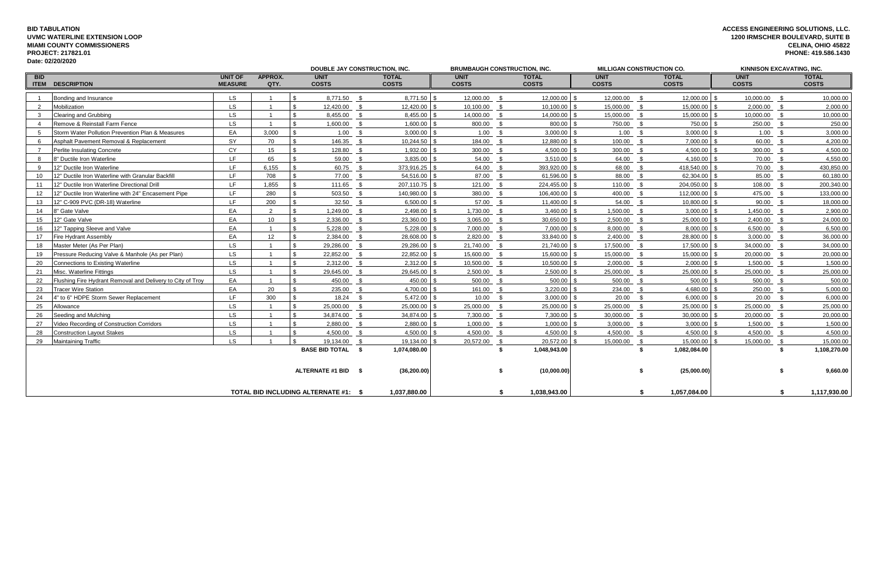**BID TABULATION**
**UVMC WATERLINE EXTENSION LOOP**
**MIAMI COUNTY COMMISSIONERS**
**PROJECT: 217821.01**
**Date: 02/20/2020**

**ACCESS ENGINEERING SOLUTIONS, LLC.**
**1200 IRMSCHER BOULEVARD, SUITE B**
**CELINA, OHIO 45822**
**PHONE: 419.586.1430**

| | | | | DOUBLE JAY CONSTRUCTION, INC. | | BRUMBAUGH CONSTRUCTION, INC. | | MILLIGAN CONSTRUCTION CO. | | KINNISON EXCAVATING, INC. | |
|---|---|---|---|---|---|---|---|---|---|---|---|
| BID ITEM | DESCRIPTION | UNIT OF MEASURE | APPROX. QTY. | UNIT COSTS | TOTAL COSTS | UNIT COSTS | TOTAL COSTS | UNIT COSTS | TOTAL COSTS | UNIT COSTS | TOTAL COSTS |
| 1 | Bonding and Insurance | LS | 1 | $ 8,771.50 | $ 8,771.50 | $ 12,000.00 | $ 12,000.00 | $ 12,000.00 | $ 12,000.00 | $ 10,000.00 | $ 10,000.00 |
| 2 | Mobilization | LS | 1 | $ 12,420.00 | $ 12,420.00 | $ 10,100.00 | $ 10,100.00 | $ 15,000.00 | $ 15,000.00 | $ 2,000.00 | $ 2,000.00 |
| 3 | Clearing and Grubbing | LS | 1 | $ 8,455.00 | $ 8,455.00 | $ 14,000.00 | $ 14,000.00 | $ 15,000.00 | $ 15,000.00 | $ 10,000.00 | $ 10,000.00 |
| 4 | Remove & Reinstall Farm Fence | LS | 1 | $ 1,600.00 | $ 1,600.00 | $ 800.00 | $ 800.00 | $ 750.00 | $ 750.00 | $ 250.00 | $ 250.00 |
| 5 | Storm Water Pollution Prevention Plan & Measures | EA | 3,000 | $ 1.00 | $ 3,000.00 | $ 1.00 | $ 3,000.00 | $ 1.00 | $ 3,000.00 | $ 1.00 | $ 3,000.00 |
| 6 | Asphalt Pavement Removal & Replacement | SY | 70 | $ 146.35 | $ 10,244.50 | $ 184.00 | $ 12,880.00 | $ 100.00 | $ 7,000.00 | $ 60.00 | $ 4,200.00 |
| 7 | Perlite Insulating Concrete | CY | 15 | $ 128.80 | $ 1,932.00 | $ 300.00 | $ 4,500.00 | $ 300.00 | $ 4,500.00 | $ 300.00 | $ 4,500.00 |
| 8 | 8" Ductile Iron Waterline | LF | 65 | $ 59.00 | $ 3,835.00 | $ 54.00 | $ 3,510.00 | $ 64.00 | $ 4,160.00 | $ 70.00 | $ 4,550.00 |
| 9 | 12" Ductile Iron Waterline | LF | 6,155 | $ 60.75 | $ 373,916.25 | $ 64.00 | $ 393,920.00 | $ 68.00 | $ 418,540.00 | $ 70.00 | $ 430,850.00 |
| 10 | 12" Ductile Iron Waterline with Granular Backfill | LF | 708 | $ 77.00 | $ 54,516.00 | $ 87.00 | $ 61,596.00 | $ 88.00 | $ 62,304.00 | $ 85.00 | $ 60,180.00 |
| 11 | 12" Ductile Iron Waterline Directional Drill | LF | 1,855 | $ 111.65 | $ 207,110.75 | $ 121.00 | $ 224,455.00 | $ 110.00 | $ 204,050.00 | $ 108.00 | $ 200,340.00 |
| 12 | 12" Ductile Iron Waterline with 24" Encasement Pipe | LF | 280 | $ 503.50 | $ 140,980.00 | $ 380.00 | $ 106,400.00 | $ 400.00 | $ 112,000.00 | $ 475.00 | $ 133,000.00 |
| 13 | 12" C-909 PVC (DR-18) Waterline | LF | 200 | $ 32.50 | $ 6,500.00 | $ 57.00 | $ 11,400.00 | $ 54.00 | $ 10,800.00 | $ 90.00 | $ 18,000.00 |
| 14 | 8" Gate Valve | EA | 2 | $ 1,249.00 | $ 2,498.00 | $ 1,730.00 | $ 3,460.00 | $ 1,500.00 | $ 3,000.00 | $ 1,450.00 | $ 2,900.00 |
| 15 | 12" Gate Valve | EA | 10 | $ 2,336.00 | $ 23,360.00 | $ 3,065.00 | $ 30,650.00 | $ 2,500.00 | $ 25,000.00 | $ 2,400.00 | $ 24,000.00 |
| 16 | 12" Tapping Sleeve and Valve | EA | 1 | $ 5,228.00 | $ 5,228.00 | $ 7,000.00 | $ 7,000.00 | $ 8,000.00 | $ 8,000.00 | $ 6,500.00 | $ 6,500.00 |
| 17 | Fire Hydrant Assembly | EA | 12 | $ 2,384.00 | $ 28,608.00 | $ 2,820.00 | $ 33,840.00 | $ 2,400.00 | $ 28,800.00 | $ 3,000.00 | $ 36,000.00 |
| 18 | Master Meter (As Per Plan) | LS | 1 | $ 29,286.00 | $ 29,286.00 | $ 21,740.00 | $ 21,740.00 | $ 17,500.00 | $ 17,500.00 | $ 34,000.00 | $ 34,000.00 |
| 19 | Pressure Reducing Valve & Manhole (As per Plan) | LS | 1 | $ 22,852.00 | $ 22,852.00 | $ 15,600.00 | $ 15,600.00 | $ 15,000.00 | $ 15,000.00 | $ 20,000.00 | $ 20,000.00 |
| 20 | Connections to Existing Waterline | LS | 1 | $ 2,312.00 | $ 2,312.00 | $ 10,500.00 | $ 10,500.00 | $ 2,000.00 | $ 2,000.00 | $ 1,500.00 | $ 1,500.00 |
| 21 | Misc. Waterline Fittings | LS | 1 | $ 29,645.00 | $ 29,645.00 | $ 2,500.00 | $ 2,500.00 | $ 25,000.00 | $ 25,000.00 | $ 25,000.00 | $ 25,000.00 |
| 22 | Flushing Fire Hydrant Removal and Delivery to City of Troy | EA | 1 | $ 450.00 | $ 450.00 | $ 500.00 | $ 500.00 | $ 500.00 | $ 500.00 | $ 500.00 | $ 500.00 |
| 23 | Tracer Wire Station | EA | 20 | $ 235.00 | $ 4,700.00 | $ 161.00 | $ 3,220.00 | $ 234.00 | $ 4,680.00 | $ 250.00 | $ 5,000.00 |
| 24 | 4" to 6" HDPE Storm Sewer Replacement | LF | 300 | $ 18.24 | $ 5,472.00 | $ 10.00 | $ 3,000.00 | $ 20.00 | $ 6,000.00 | $ 20.00 | $ 6,000.00 |
| 25 | Allowance | LS | 1 | $ 25,000.00 | $ 25,000.00 | $ 25,000.00 | $ 25,000.00 | $ 25,000.00 | $ 25,000.00 | $ 25,000.00 | $ 25,000.00 |
| 26 | Seeding and Mulching | LS | 1 | $ 34,874.00 | $ 34,874.00 | $ 7,300.00 | $ 7,300.00 | $ 30,000.00 | $ 30,000.00 | $ 20,000.00 | $ 20,000.00 |
| 27 | Video Recording of Construction Corridors | LS | 1 | $ 2,880.00 | $ 2,880.00 | $ 1,000.00 | $ 1,000.00 | $ 3,000.00 | $ 3,000.00 | $ 1,500.00 | $ 1,500.00 |
| 28 | Construction Layout Stakes | LS | 1 | $ 4,500.00 | $ 4,500.00 | $ 4,500.00 | $ 4,500.00 | $ 4,500.00 | $ 4,500.00 | $ 4,500.00 | $ 4,500.00 |
| 29 | Maintaining Traffic | LS | 1 | $ 19,134.00 | $ 19,134.00 | $ 20,572.00 | $ 20,572.00 | $ 15,000.00 | $ 15,000.00 | $ 15,000.00 | $ 15,000.00 |
| | | | | BASE BID TOTAL | $ 1,074,080.00 | | $ 1,048,943.00 | | $ 1,082,084.00 | | $ 1,108,270.00 |
| | | | | ALTERNATE #1 BID | $ (36,200.00) | | $ (10,000.00) | | $ (25,000.00) | | $ 9,660.00 |
| | | | | TOTAL BID INCLUDING ALTERNATE #1: | $ 1,037,880.00 | | $ 1,038,943.00 | | $ 1,057,084.00 | | $ 1,117,930.00 |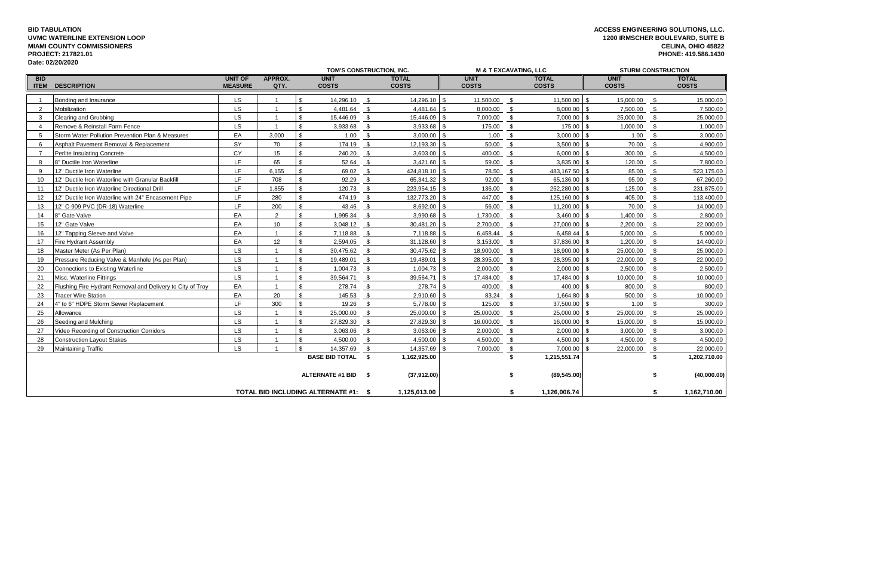**BID TABULATION**
**UVMC WATERLINE EXTENSION LOOP**
**MIAMI COUNTY COMMISSIONERS**
**PROJECT: 217821.01**
**Date: 02/20/2020**

**ACCESS ENGINEERING SOLUTIONS, LLC.**
**1200 IRMSCHER BOULEVARD, SUITE B**
**CELINA, OHIO 45822**
**PHONE: 419.586.1430**

| | | | | TOM'S CONSTRUCTION, INC. | | M & T EXCAVATING, LLC | | STURM CONSTRUCTION | |
|---|---|---|---|---|---|---|---|---|---|
| BID ITEM | DESCRIPTION | UNIT OF MEASURE | APPROX. QTY. | UNIT COSTS | TOTAL COSTS | UNIT COSTS | TOTAL COSTS | UNIT COSTS | TOTAL COSTS |
| 1 | Bonding and Insurance | LS | 1 | $ 14,296.10 | $ 14,296.10 | $ 11,500.00 | $ 11,500.00 | $ 15,000.00 | $ 15,000.00 |
| 2 | Mobilization | LS | 1 | $ 4,481.64 | $ 4,481.64 | $ 8,000.00 | $ 8,000.00 | $ 7,500.00 | $ 7,500.00 |
| 3 | Clearing and Grubbing | LS | 1 | $ 15,446.09 | $ 15,446.09 | $ 7,000.00 | $ 7,000.00 | $ 25,000.00 | $ 25,000.00 |
| 4 | Remove & Reinstall Farm Fence | LS | 1 | $ 3,933.68 | $ 3,933.68 | $ 175.00 | $ 175.00 | $ 1,000.00 | $ 1,000.00 |
| 5 | Storm Water Pollution Prevention Plan & Measures | EA | 3,000 | $ 1.00 | $ 3,000.00 | $ 1.00 | $ 3,000.00 | $ 1.00 | $ 3,000.00 |
| 6 | Asphalt Pavement Removal & Replacement | SY | 70 | $ 174.19 | $ 12,193.30 | $ 50.00 | $ 3,500.00 | $ 70.00 | $ 4,900.00 |
| 7 | Perlite Insulating Concrete | CY | 15 | $ 240.20 | $ 3,603.00 | $ 400.00 | $ 6,000.00 | $ 300.00 | $ 4,500.00 |
| 8 | 8" Ductile Iron Waterline | LF | 65 | $ 52.64 | $ 3,421.60 | $ 59.00 | $ 3,835.00 | $ 120.00 | $ 7,800.00 |
| 9 | 12" Ductile Iron Waterline | LF | 6,155 | $ 69.02 | $ 424,818.10 | $ 78.50 | $ 483,167.50 | $ 85.00 | $ 523,175.00 |
| 10 | 12" Ductile Iron Waterline with Granular Backfill | LF | 708 | $ 92.29 | $ 65,341.32 | $ 92.00 | $ 65,136.00 | $ 95.00 | $ 67,260.00 |
| 11 | 12" Ductile Iron Waterline Directional Drill | LF | 1,855 | $ 120.73 | $ 223,954.15 | $ 136.00 | $ 252,280.00 | $ 125.00 | $ 231,875.00 |
| 12 | 12" Ductile Iron Waterline with 24" Encasement Pipe | LF | 280 | $ 474.19 | $ 132,773.20 | $ 447.00 | $ 125,160.00 | $ 405.00 | $ 113,400.00 |
| 13 | 12" C-909 PVC (DR-18) Waterline | LF | 200 | $ 43.46 | $ 8,692.00 | $ 56.00 | $ 11,200.00 | $ 70.00 | $ 14,000.00 |
| 14 | 8" Gate Valve | EA | 2 | $ 1,995.34 | $ 3,990.68 | $ 1,730.00 | $ 3,460.00 | $ 1,400.00 | $ 2,800.00 |
| 15 | 12" Gate Valve | EA | 10 | $ 3,048.12 | $ 30,481.20 | $ 2,700.00 | $ 27,000.00 | $ 2,200.00 | $ 22,000.00 |
| 16 | 12" Tapping Sleeve and Valve | EA | 1 | $ 7,118.88 | $ 7,118.88 | $ 6,458.44 | $ 6,458.44 | $ 5,000.00 | $ 5,000.00 |
| 17 | Fire Hydrant Assembly | EA | 12 | $ 2,594.05 | $ 31,128.60 | $ 3,153.00 | $ 37,836.00 | $ 1,200.00 | $ 14,400.00 |
| 18 | Master Meter (As Per Plan) | LS | 1 | $ 30,475.62 | $ 30,475.62 | $ 18,900.00 | $ 18,900.00 | $ 25,000.00 | $ 25,000.00 |
| 19 | Pressure Reducing Valve & Manhole (As per Plan) | LS | 1 | $ 19,489.01 | $ 19,489.01 | $ 28,395.00 | $ 28,395.00 | $ 22,000.00 | $ 22,000.00 |
| 20 | Connections to Existing Waterline | LS | 1 | $ 1,004.73 | $ 1,004.73 | $ 2,000.00 | $ 2,000.00 | $ 2,500.00 | $ 2,500.00 |
| 21 | Misc. Waterline Fittings | LS | 1 | $ 39,564.71 | $ 39,564.71 | $ 17,484.00 | $ 17,484.00 | $ 10,000.00 | $ 10,000.00 |
| 22 | Flushing Fire Hydrant Removal and Delivery to City of Troy | EA | 1 | $ 278.74 | $ 278.74 | $ 400.00 | $ 400.00 | $ 800.00 | $ 800.00 |
| 23 | Tracer Wire Station | EA | 20 | $ 145.53 | $ 2,910.60 | $ 83.24 | $ 1,664.80 | $ 500.00 | $ 10,000.00 |
| 24 | 4" to 6" HDPE Storm Sewer Replacement | LF | 300 | $ 19.26 | $ 5,778.00 | $ 125.00 | $ 37,500.00 | $ 1.00 | $ 300.00 |
| 25 | Allowance | LS | 1 | $ 25,000.00 | $ 25,000.00 | $ 25,000.00 | $ 25,000.00 | $ 25,000.00 | $ 25,000.00 |
| 26 | Seeding and Mulching | LS | 1 | $ 27,829.30 | $ 27,829.30 | $ 16,000.00 | $ 16,000.00 | $ 15,000.00 | $ 15,000.00 |
| 27 | Video Recording of Construction Corridors | LS | 1 | $ 3,063.06 | $ 3,063.06 | $ 2,000.00 | $ 2,000.00 | $ 3,000.00 | $ 3,000.00 |
| 28 | Construction Layout Stakes | LS | 1 | $ 4,500.00 | $ 4,500.00 | $ 4,500.00 | $ 4,500.00 | $ 4,500.00 | $ 4,500.00 |
| 29 | Maintaining Traffic | LS | 1 | $ 14,357.69 | $ 14,357.69 | $ 7,000.00 | $ 7,000.00 | $ 22,000.00 | $ 22,000.00 |
| | | | | **BASE BID TOTAL** | **$ 1,162,925.00** | | **$ 1,215,551.74** | | **$ 1,202,710.00** |
| | | | | **ALTERNATE #1 BID** | **$ (37,912.00)** | | **$ (89,545.00)** | | **$ (40,000.00)** |
| | | | | **TOTAL BID INCLUDING ALTERNATE #1:** | **$ 1,125,013.00** | | **$ 1,126,006.74** | | **$ 1,162,710.00** |